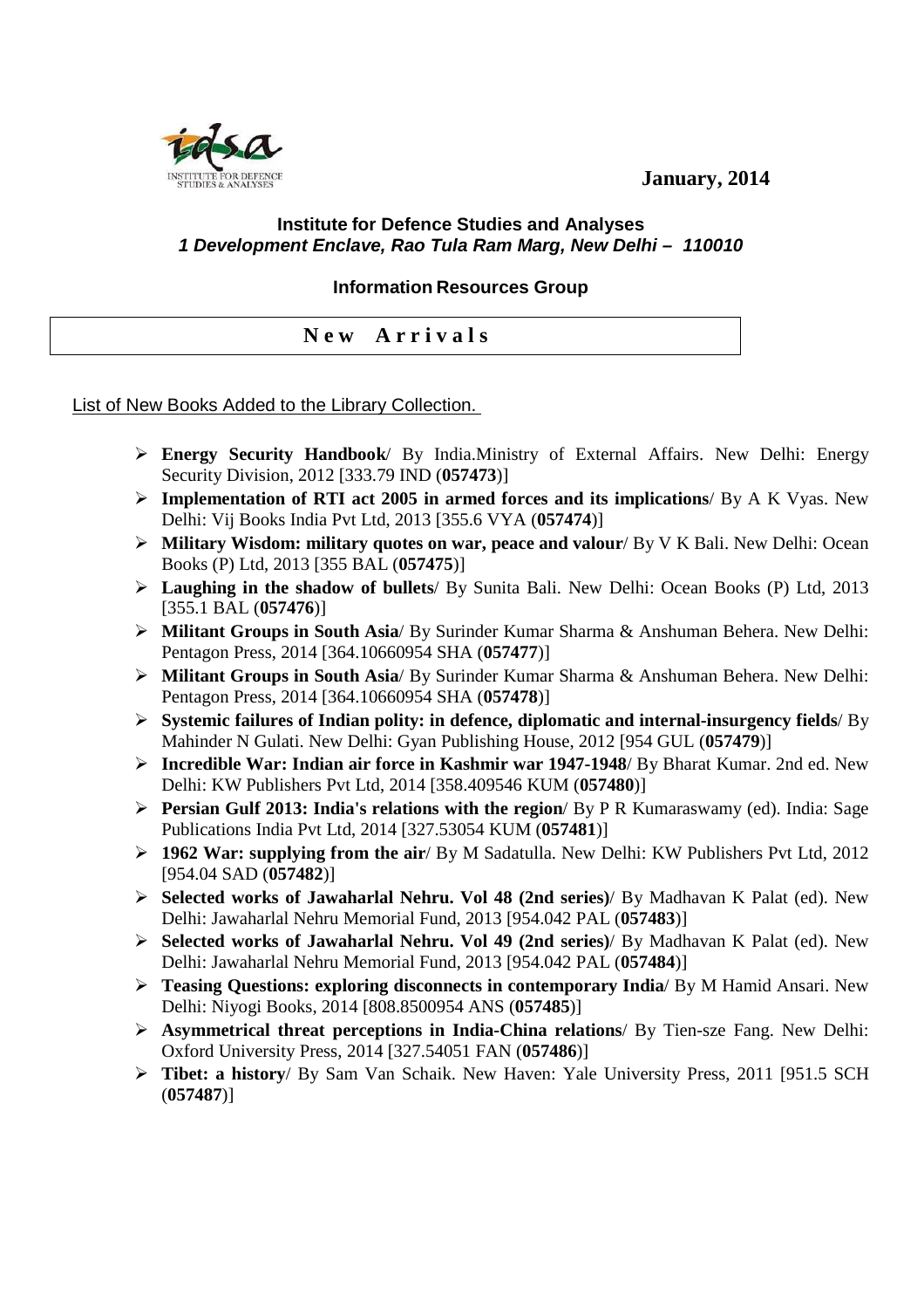**January, 2014**

**Institute for Defence Studies and Analyses**
***1 Development Enclave, Rao Tula Ram Marg, New Delhi – 110010***

**Information Resources Group**

## N e w  A r r i v a l s

List of New Books Added to the Library Collection.

- **Energy Security Handbook**/ By India.Ministry of External Affairs. New Delhi: Energy Security Division, 2012 [333.79 IND (**057473**)]
- **Implementation of RTI act 2005 in armed forces and its implications**/ By A K Vyas. New Delhi: Vij Books India Pvt Ltd, 2013 [355.6 VYA (**057474**)]
- **Military Wisdom: military quotes on war, peace and valour**/ By V K Bali. New Delhi: Ocean Books (P) Ltd, 2013 [355 BAL (**057475**)]
- **Laughing in the shadow of bullets**/ By Sunita Bali. New Delhi: Ocean Books (P) Ltd, 2013 [355.1 BAL (**057476**)]
- **Militant Groups in South Asia**/ By Surinder Kumar Sharma & Anshuman Behera. New Delhi: Pentagon Press, 2014 [364.10660954 SHA (**057477**)]
- **Militant Groups in South Asia**/ By Surinder Kumar Sharma & Anshuman Behera. New Delhi: Pentagon Press, 2014 [364.10660954 SHA (**057478**)]
- **Systemic failures of Indian polity: in defence, diplomatic and internal-insurgency fields**/ By Mahinder N Gulati. New Delhi: Gyan Publishing House, 2012 [954 GUL (**057479**)]
- **Incredible War: Indian air force in Kashmir war 1947-1948**/ By Bharat Kumar. 2nd ed. New Delhi: KW Publishers Pvt Ltd, 2014 [358.409546 KUM (**057480**)]
- **Persian Gulf 2013: India's relations with the region**/ By P R Kumaraswamy (ed). India: Sage Publications India Pvt Ltd, 2014 [327.53054 KUM (**057481**)]
- **1962 War: supplying from the air**/ By M Sadatulla. New Delhi: KW Publishers Pvt Ltd, 2012 [954.04 SAD (**057482**)]
- **Selected works of Jawaharlal Nehru. Vol 48 (2nd series)**/ By Madhavan K Palat (ed). New Delhi: Jawaharlal Nehru Memorial Fund, 2013 [954.042 PAL (**057483**)]
- **Selected works of Jawaharlal Nehru. Vol 49 (2nd series)**/ By Madhavan K Palat (ed). New Delhi: Jawaharlal Nehru Memorial Fund, 2013 [954.042 PAL (**057484**)]
- **Teasing Questions: exploring disconnects in contemporary India**/ By M Hamid Ansari. New Delhi: Niyogi Books, 2014 [808.8500954 ANS (**057485**)]
- **Asymmetrical threat perceptions in India-China relations**/ By Tien-sze Fang. New Delhi: Oxford University Press, 2014 [327.54051 FAN (**057486**)]
- **Tibet: a history**/ By Sam Van Schaik. New Haven: Yale University Press, 2011 [951.5 SCH (**057487**)]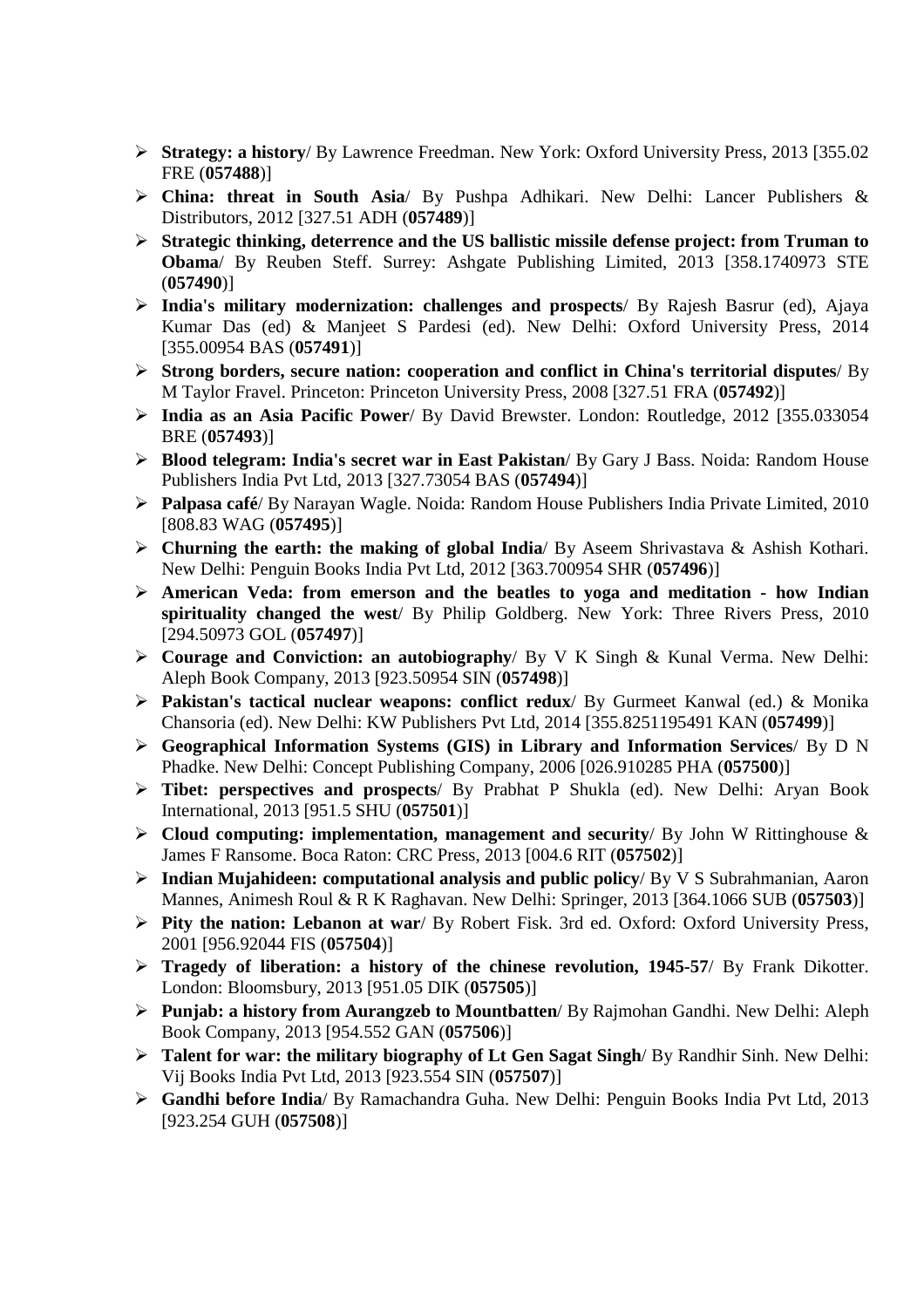- **Strategy: a history**/ By Lawrence Freedman. New York: Oxford University Press, 2013 [355.02 FRE (**057488**)]
- **China: threat in South Asia**/ By Pushpa Adhikari. New Delhi: Lancer Publishers & Distributors, 2012 [327.51 ADH (**057489**)]
- **Strategic thinking, deterrence and the US ballistic missile defense project: from Truman to Obama**/ By Reuben Steff. Surrey: Ashgate Publishing Limited, 2013 [358.1740973 STE (**057490**)]
- **India's military modernization: challenges and prospects**/ By Rajesh Basrur (ed), Ajaya Kumar Das (ed) & Manjeet S Pardesi (ed). New Delhi: Oxford University Press, 2014 [355.00954 BAS (**057491**)]
- **Strong borders, secure nation: cooperation and conflict in China's territorial disputes**/ By M Taylor Fravel. Princeton: Princeton University Press, 2008 [327.51 FRA (**057492**)]
- **India as an Asia Pacific Power**/ By David Brewster. London: Routledge, 2012 [355.033054 BRE (**057493**)]
- **Blood telegram: India's secret war in East Pakistan**/ By Gary J Bass. Noida: Random House Publishers India Pvt Ltd, 2013 [327.73054 BAS (**057494**)]
- **Palpasa café**/ By Narayan Wagle. Noida: Random House Publishers India Private Limited, 2010 [808.83 WAG (**057495**)]
- **Churning the earth: the making of global India**/ By Aseem Shrivastava & Ashish Kothari. New Delhi: Penguin Books India Pvt Ltd, 2012 [363.700954 SHR (**057496**)]
- **American Veda: from emerson and the beatles to yoga and meditation - how Indian spirituality changed the west**/ By Philip Goldberg. New York: Three Rivers Press, 2010 [294.50973 GOL (**057497**)]
- **Courage and Conviction: an autobiography**/ By V K Singh & Kunal Verma. New Delhi: Aleph Book Company, 2013 [923.50954 SIN (**057498**)]
- **Pakistan's tactical nuclear weapons: conflict redux**/ By Gurmeet Kanwal (ed.) & Monika Chansoria (ed). New Delhi: KW Publishers Pvt Ltd, 2014 [355.8251195491 KAN (**057499**)]
- **Geographical Information Systems (GIS) in Library and Information Services**/ By D N Phadke. New Delhi: Concept Publishing Company, 2006 [026.910285 PHA (**057500**)]
- **Tibet: perspectives and prospects**/ By Prabhat P Shukla (ed). New Delhi: Aryan Book International, 2013 [951.5 SHU (**057501**)]
- **Cloud computing: implementation, management and security**/ By John W Rittinghouse & James F Ransome. Boca Raton: CRC Press, 2013 [004.6 RIT (**057502**)]
- **Indian Mujahideen: computational analysis and public policy**/ By V S Subrahmanian, Aaron Mannes, Animesh Roul & R K Raghavan. New Delhi: Springer, 2013 [364.1066 SUB (**057503**)]
- **Pity the nation: Lebanon at war**/ By Robert Fisk. 3rd ed. Oxford: Oxford University Press, 2001 [956.92044 FIS (**057504**)]
- **Tragedy of liberation: a history of the chinese revolution, 1945-57**/ By Frank Dikotter. London: Bloomsbury, 2013 [951.05 DIK (**057505**)]
- **Punjab: a history from Aurangzeb to Mountbatten**/ By Rajmohan Gandhi. New Delhi: Aleph Book Company, 2013 [954.552 GAN (**057506**)]
- **Talent for war: the military biography of Lt Gen Sagat Singh**/ By Randhir Sinh. New Delhi: Vij Books India Pvt Ltd, 2013 [923.554 SIN (**057507**)]
- **Gandhi before India**/ By Ramachandra Guha. New Delhi: Penguin Books India Pvt Ltd, 2013 [923.254 GUH (**057508**)]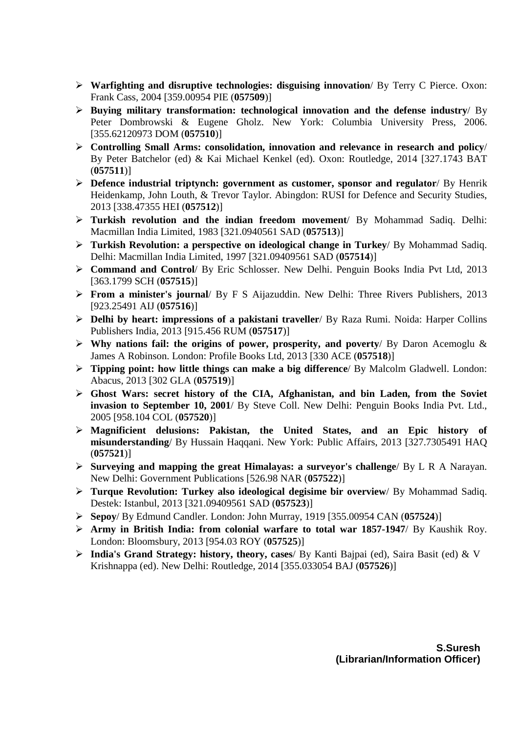- **Warfighting and disruptive technologies: disguising innovation**/ By Terry C Pierce. Oxon: Frank Cass, 2004 [359.00954 PIE (**057509**)]
- **Buying military transformation: technological innovation and the defense industry**/ By Peter Dombrowski & Eugene Gholz. New York: Columbia University Press, 2006. [355.62120973 DOM (**057510**)]
- **Controlling Small Arms: consolidation, innovation and relevance in research and policy**/ By Peter Batchelor (ed) & Kai Michael Kenkel (ed). Oxon: Routledge, 2014 [327.1743 BAT (**057511**)]
- **Defence industrial triptynch: government as customer, sponsor and regulator**/ By Henrik Heidenkamp, John Louth, & Trevor Taylor. Abingdon: RUSI for Defence and Security Studies, 2013 [338.47355 HEI (**057512**)]
- **Turkish revolution and the indian freedom movement**/ By Mohammad Sadiq. Delhi: Macmillan India Limited, 1983 [321.0940561 SAD (**057513**)]
- **Turkish Revolution: a perspective on ideological change in Turkey**/ By Mohammad Sadiq. Delhi: Macmillan India Limited, 1997 [321.09409561 SAD (**057514**)]
- **Command and Control**/ By Eric Schlosser. New Delhi. Penguin Books India Pvt Ltd, 2013 [363.1799 SCH (**057515**)]
- **From a minister's journal**/ By F S Aijazuddin. New Delhi: Three Rivers Publishers, 2013 [923.25491 AIJ (**057516**)]
- **Delhi by heart: impressions of a pakistani traveller**/ By Raza Rumi. Noida: Harper Collins Publishers India, 2013 [915.456 RUM (**057517**)]
- **Why nations fail: the origins of power, prosperity, and poverty**/ By Daron Acemoglu & James A Robinson. London: Profile Books Ltd, 2013 [330 ACE (**057518**)]
- **Tipping point: how little things can make a big difference**/ By Malcolm Gladwell. London: Abacus, 2013 [302 GLA (**057519**)]
- **Ghost Wars: secret history of the CIA, Afghanistan, and bin Laden, from the Soviet invasion to September 10, 2001**/ By Steve Coll. New Delhi: Penguin Books India Pvt. Ltd., 2005 [958.104 COL (**057520**)]
- **Magnificient delusions: Pakistan, the United States, and an Epic history of misunderstanding**/ By Hussain Haqqani. New York: Public Affairs, 2013 [327.7305491 HAQ (**057521**)]
- **Surveying and mapping the great Himalayas: a surveyor's challenge**/ By L R A Narayan. New Delhi: Government Publications [526.98 NAR (**057522**)]
- **Turque Revolution: Turkey also ideological degisime bir overview**/ By Mohammad Sadiq. Destek: Istanbul, 2013 [321.09409561 SAD (**057523**)]
- **Sepoy**/ By Edmund Candler. London: John Murray, 1919 [355.00954 CAN (**057524**)]
- **Army in British India: from colonial warfare to total war 1857-1947**/ By Kaushik Roy. London: Bloomsbury, 2013 [954.03 ROY (**057525**)]
- **India's Grand Strategy: history, theory, cases**/ By Kanti Bajpai (ed), Saira Basit (ed) & V Krishnappa (ed). New Delhi: Routledge, 2014 [355.033054 BAJ (**057526**)]

**S.Suresh**
**(Librarian/Information Officer)**